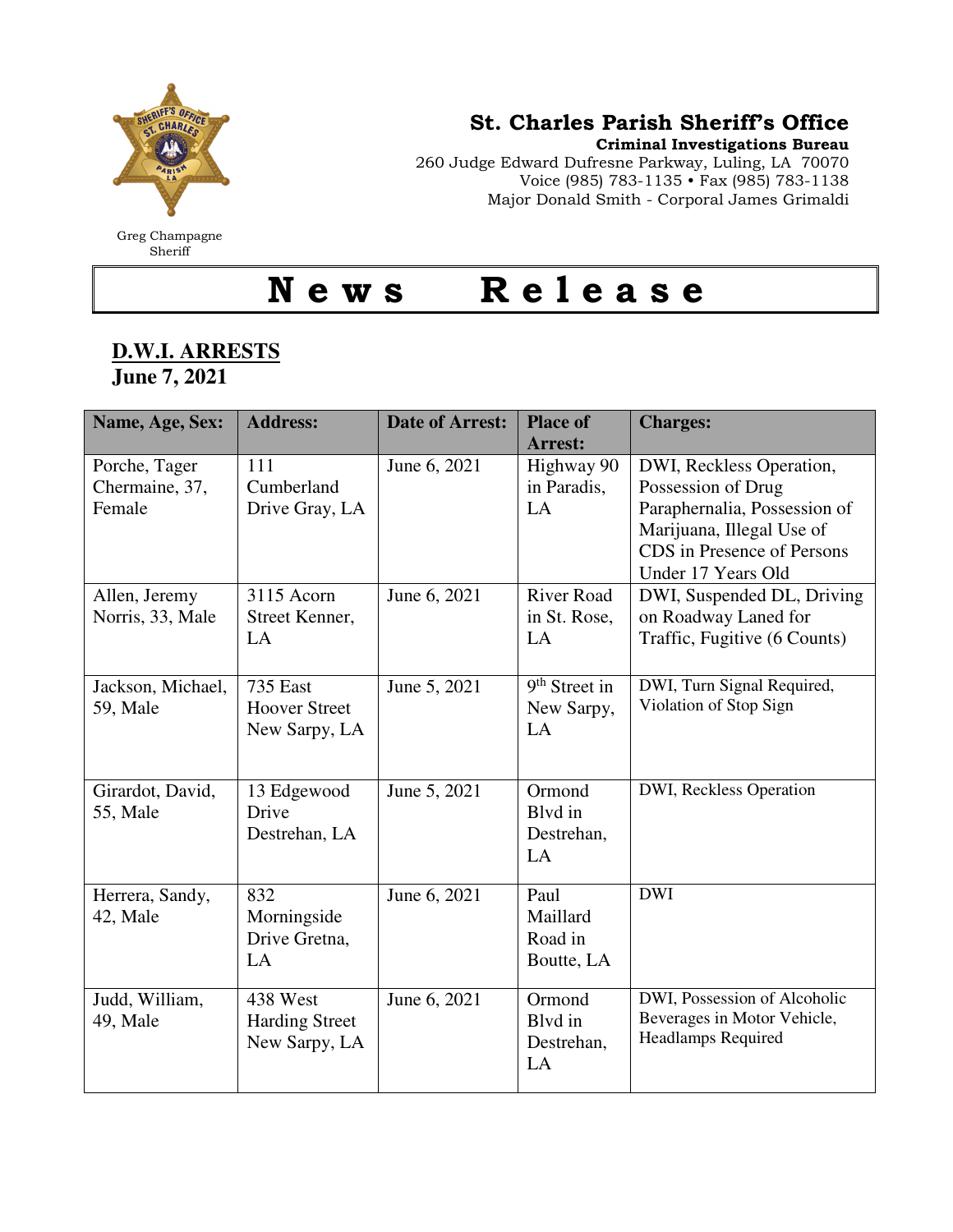Greg Champagne
Sheriff

**St. Charles Parish Sheriff's Office**
**Criminal Investigations Bureau**
260 Judge Edward Dufresne Parkway, Luling, LA 70070
Voice (985) 783-1135 • Fax (985) 783-1138
Major Donald Smith - Corporal James Grimaldi

# News Release

## D.W.I. ARRESTS
**June 7, 2021**

| Name, Age, Sex: | Address: | Date of Arrest: | Place of Arrest: | Charges: |
|---|---|---|---|---|
| Porche, Tager Chermaine, 37, Female | 111 Cumberland Drive Gray, LA | June 6, 2021 | Highway 90 in Paradis, LA | DWI, Reckless Operation, Possession of Drug Paraphernalia, Possession of Marijuana, Illegal Use of CDS in Presence of Persons Under 17 Years Old |
| Allen, Jeremy Norris, 33, Male | 3115 Acorn Street Kenner, LA | June 6, 2021 | River Road in St. Rose, LA | DWI, Suspended DL, Driving on Roadway Laned for Traffic, Fugitive (6 Counts) |
| Jackson, Michael, 59, Male | 735 East Hoover Street New Sarpy, LA | June 5, 2021 | 9th Street in New Sarpy, LA | DWI, Turn Signal Required, Violation of Stop Sign |
| Girardot, David, 55, Male | 13 Edgewood Drive Destrehan, LA | June 5, 2021 | Ormond Blvd in Destrehan, LA | DWI, Reckless Operation |
| Herrera, Sandy, 42, Male | 832 Morningside Drive Gretna, LA | June 6, 2021 | Paul Maillard Road in Boutte, LA | DWI |
| Judd, William, 49, Male | 438 West Harding Street New Sarpy, LA | June 6, 2021 | Ormond Blvd in Destrehan, LA | DWI, Possession of Alcoholic Beverages in Motor Vehicle, Headlamps Required |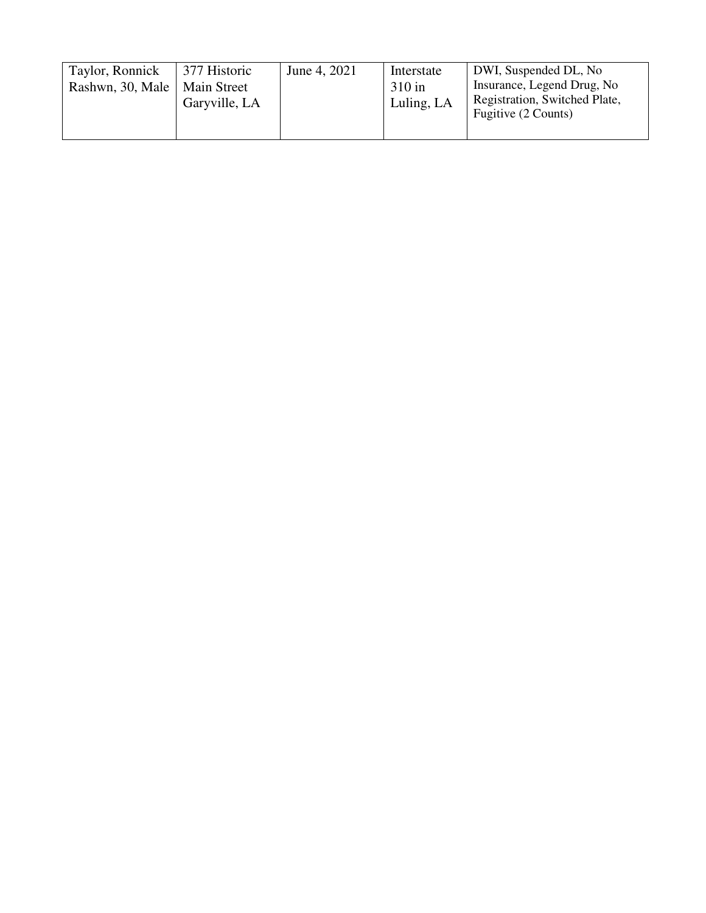| | | | | |
|---|---|---|---|---|
| Taylor, Ronnick Rashwn, 30, Male | 377 Historic Main Street Garyville, LA | June 4, 2021 | Interstate 310 in Luling, LA | DWI, Suspended DL, No Insurance, Legend Drug, No Registration, Switched Plate, Fugitive (2 Counts) |